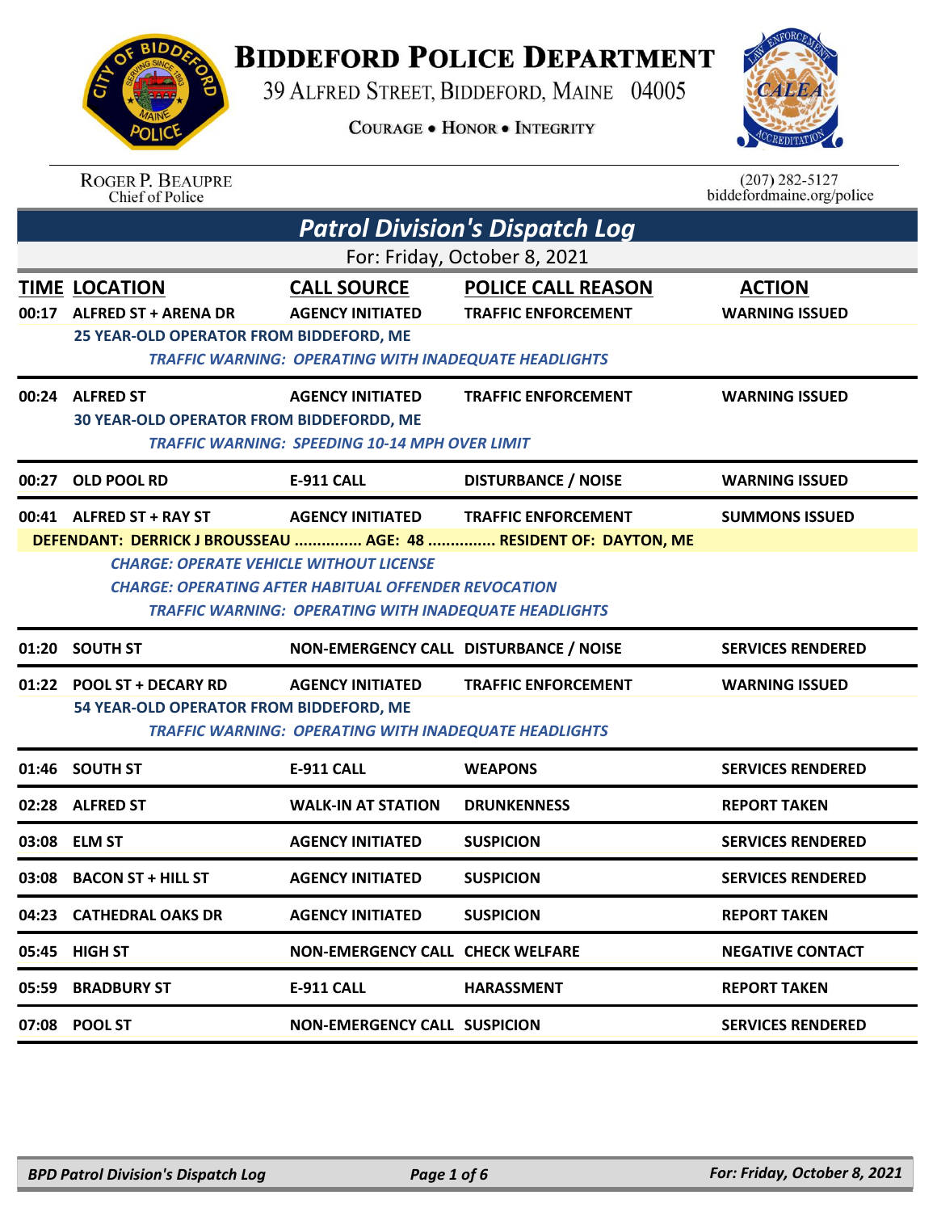# BIDDEFORD POLICE DEPARTMENT

39 ALFRED STREET, BIDDEFORD, MAINE 04005

COURAGE • HONOR • INTEGRITY

ROGER P. BEAUPRE
Chief of Police

(207) 282-5127
biddefordmaine.org/police

## Patrol Division's Dispatch Log

For: Friday, October 8, 2021

| TIME | LOCATION | CALL SOURCE | POLICE CALL REASON | ACTION |
|---|---|---|---|---|
| 00:17 | ALFRED ST + ARENA DR | AGENCY INITIATED | TRAFFIC ENFORCEMENT | WARNING ISSUED |

25 YEAR-OLD OPERATOR FROM BIDDEFORD, ME

*TRAFFIC WARNING: OPERATING WITH INADEQUATE HEADLIGHTS*

| TIME | LOCATION | CALL SOURCE | POLICE CALL REASON | ACTION |
|---|---|---|---|---|
| 00:24 | ALFRED ST | AGENCY INITIATED | TRAFFIC ENFORCEMENT | WARNING ISSUED |

30 YEAR-OLD OPERATOR FROM BIDDEFORDD, ME

*TRAFFIC WARNING: SPEEDING 10-14 MPH OVER LIMIT*

| TIME | LOCATION | CALL SOURCE | POLICE CALL REASON | ACTION |
|---|---|---|---|---|
| 00:27 | OLD POOL RD | E-911 CALL | DISTURBANCE / NOISE | WARNING ISSUED |
| 00:41 | ALFRED ST + RAY ST | AGENCY INITIATED | TRAFFIC ENFORCEMENT | SUMMONS ISSUED |

DEFENDANT: DERRICK J BROUSSEAU ............... AGE: 48 ............... RESIDENT OF: DAYTON, ME

*CHARGE: OPERATE VEHICLE WITHOUT LICENSE*

*CHARGE: OPERATING AFTER HABITUAL OFFENDER REVOCATION*

*TRAFFIC WARNING: OPERATING WITH INADEQUATE HEADLIGHTS*

| TIME | LOCATION | CALL SOURCE | POLICE CALL REASON | ACTION |
|---|---|---|---|---|
| 01:20 | SOUTH ST | NON-EMERGENCY CALL | DISTURBANCE / NOISE | SERVICES RENDERED |
| 01:22 | POOL ST + DECARY RD | AGENCY INITIATED | TRAFFIC ENFORCEMENT | WARNING ISSUED |

54 YEAR-OLD OPERATOR FROM BIDDEFORD, ME

*TRAFFIC WARNING: OPERATING WITH INADEQUATE HEADLIGHTS*

| TIME | LOCATION | CALL SOURCE | POLICE CALL REASON | ACTION |
|---|---|---|---|---|
| 01:46 | SOUTH ST | E-911 CALL | WEAPONS | SERVICES RENDERED |
| 02:28 | ALFRED ST | WALK-IN AT STATION | DRUNKENNESS | REPORT TAKEN |
| 03:08 | ELM ST | AGENCY INITIATED | SUSPICION | SERVICES RENDERED |
| 03:08 | BACON ST + HILL ST | AGENCY INITIATED | SUSPICION | SERVICES RENDERED |
| 04:23 | CATHEDRAL OAKS DR | AGENCY INITIATED | SUSPICION | REPORT TAKEN |
| 05:45 | HIGH ST | NON-EMERGENCY CALL | CHECK WELFARE | NEGATIVE CONTACT |
| 05:59 | BRADBURY ST | E-911 CALL | HARASSMENT | REPORT TAKEN |
| 07:08 | POOL ST | NON-EMERGENCY CALL | SUSPICION | SERVICES RENDERED |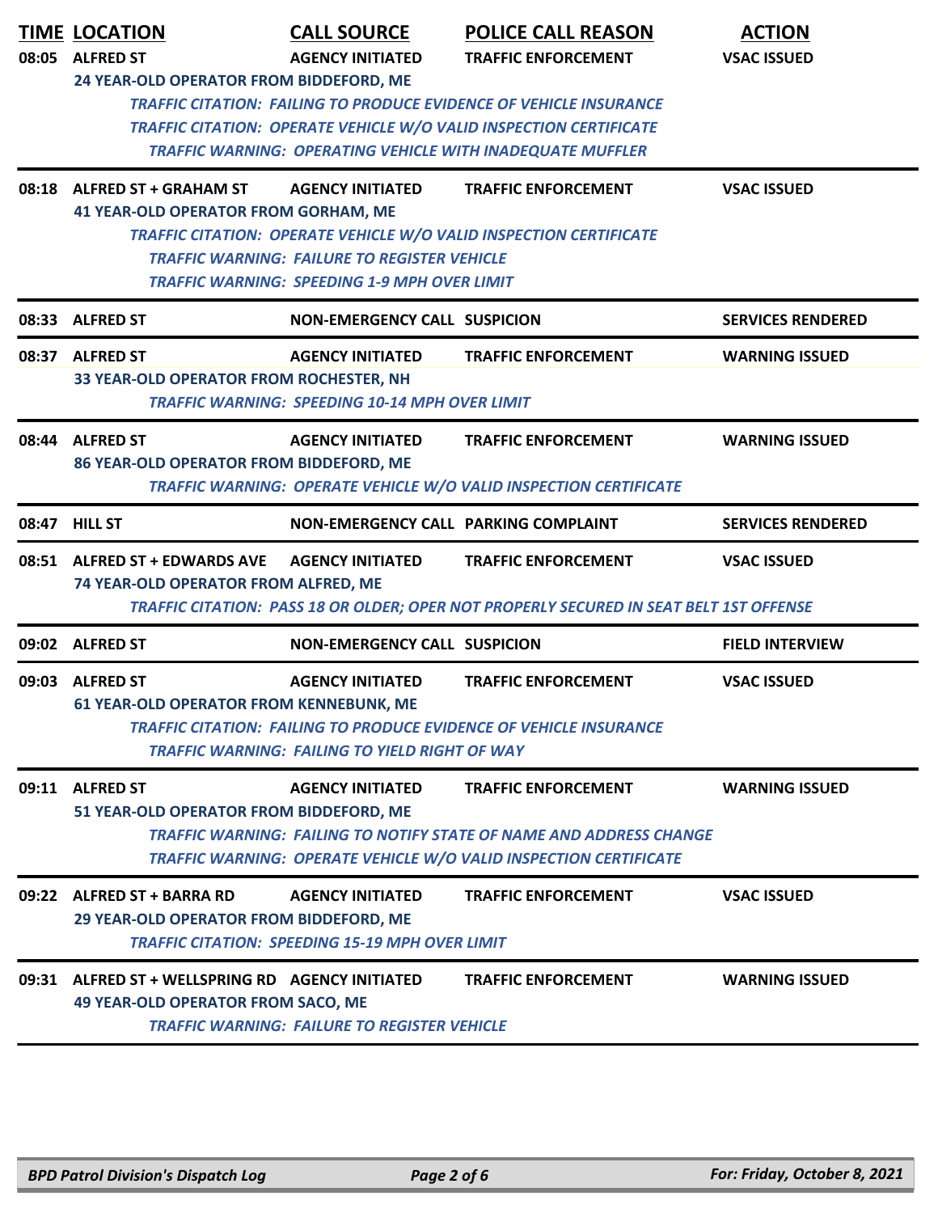| TIME | LOCATION | CALL SOURCE | POLICE CALL REASON | ACTION |
|---|---|---|---|---|
| 08:05 | ALFRED ST | AGENCY INITIATED | TRAFFIC ENFORCEMENT | VSAC ISSUED |
| | 24 YEAR-OLD OPERATOR FROM BIDDEFORD, ME | | | |
| | *TRAFFIC CITATION: FAILING TO PRODUCE EVIDENCE OF VEHICLE INSURANCE* | | | |
| | *TRAFFIC CITATION: OPERATE VEHICLE W/O VALID INSPECTION CERTIFICATE* | | | |
| | *TRAFFIC WARNING: OPERATING VEHICLE WITH INADEQUATE MUFFLER* | | | |
| 08:18 | ALFRED ST + GRAHAM ST | AGENCY INITIATED | TRAFFIC ENFORCEMENT | VSAC ISSUED |
| | 41 YEAR-OLD OPERATOR FROM GORHAM, ME | | | |
| | *TRAFFIC CITATION: OPERATE VEHICLE W/O VALID INSPECTION CERTIFICATE* | | | |
| | *TRAFFIC WARNING: FAILURE TO REGISTER VEHICLE* | | | |
| | *TRAFFIC WARNING: SPEEDING 1-9 MPH OVER LIMIT* | | | |
| 08:33 | ALFRED ST | NON-EMERGENCY CALL | SUSPICION | SERVICES RENDERED |
| 08:37 | ALFRED ST | AGENCY INITIATED | TRAFFIC ENFORCEMENT | WARNING ISSUED |
| | 33 YEAR-OLD OPERATOR FROM ROCHESTER, NH | | | |
| | *TRAFFIC WARNING: SPEEDING 10-14 MPH OVER LIMIT* | | | |
| 08:44 | ALFRED ST | AGENCY INITIATED | TRAFFIC ENFORCEMENT | WARNING ISSUED |
| | 86 YEAR-OLD OPERATOR FROM BIDDEFORD, ME | | | |
| | *TRAFFIC WARNING: OPERATE VEHICLE W/O VALID INSPECTION CERTIFICATE* | | | |
| 08:47 | HILL ST | NON-EMERGENCY CALL | PARKING COMPLAINT | SERVICES RENDERED |
| 08:51 | ALFRED ST + EDWARDS AVE | AGENCY INITIATED | TRAFFIC ENFORCEMENT | VSAC ISSUED |
| | 74 YEAR-OLD OPERATOR FROM ALFRED, ME | | | |
| | *TRAFFIC CITATION: PASS 18 OR OLDER; OPER NOT PROPERLY SECURED IN SEAT BELT 1ST OFFENSE* | | | |
| 09:02 | ALFRED ST | NON-EMERGENCY CALL | SUSPICION | FIELD INTERVIEW |
| 09:03 | ALFRED ST | AGENCY INITIATED | TRAFFIC ENFORCEMENT | VSAC ISSUED |
| | 61 YEAR-OLD OPERATOR FROM KENNEBUNK, ME | | | |
| | *TRAFFIC CITATION: FAILING TO PRODUCE EVIDENCE OF VEHICLE INSURANCE* | | | |
| | *TRAFFIC WARNING: FAILING TO YIELD RIGHT OF WAY* | | | |
| 09:11 | ALFRED ST | AGENCY INITIATED | TRAFFIC ENFORCEMENT | WARNING ISSUED |
| | 51 YEAR-OLD OPERATOR FROM BIDDEFORD, ME | | | |
| | *TRAFFIC WARNING: FAILING TO NOTIFY STATE OF NAME AND ADDRESS CHANGE* | | | |
| | *TRAFFIC WARNING: OPERATE VEHICLE W/O VALID INSPECTION CERTIFICATE* | | | |
| 09:22 | ALFRED ST + BARRA RD | AGENCY INITIATED | TRAFFIC ENFORCEMENT | VSAC ISSUED |
| | 29 YEAR-OLD OPERATOR FROM BIDDEFORD, ME | | | |
| | *TRAFFIC CITATION: SPEEDING 15-19 MPH OVER LIMIT* | | | |
| 09:31 | ALFRED ST + WELLSPRING RD | AGENCY INITIATED | TRAFFIC ENFORCEMENT | WARNING ISSUED |
| | 49 YEAR-OLD OPERATOR FROM SACO, ME | | | |
| | *TRAFFIC WARNING: FAILURE TO REGISTER VEHICLE* | | | |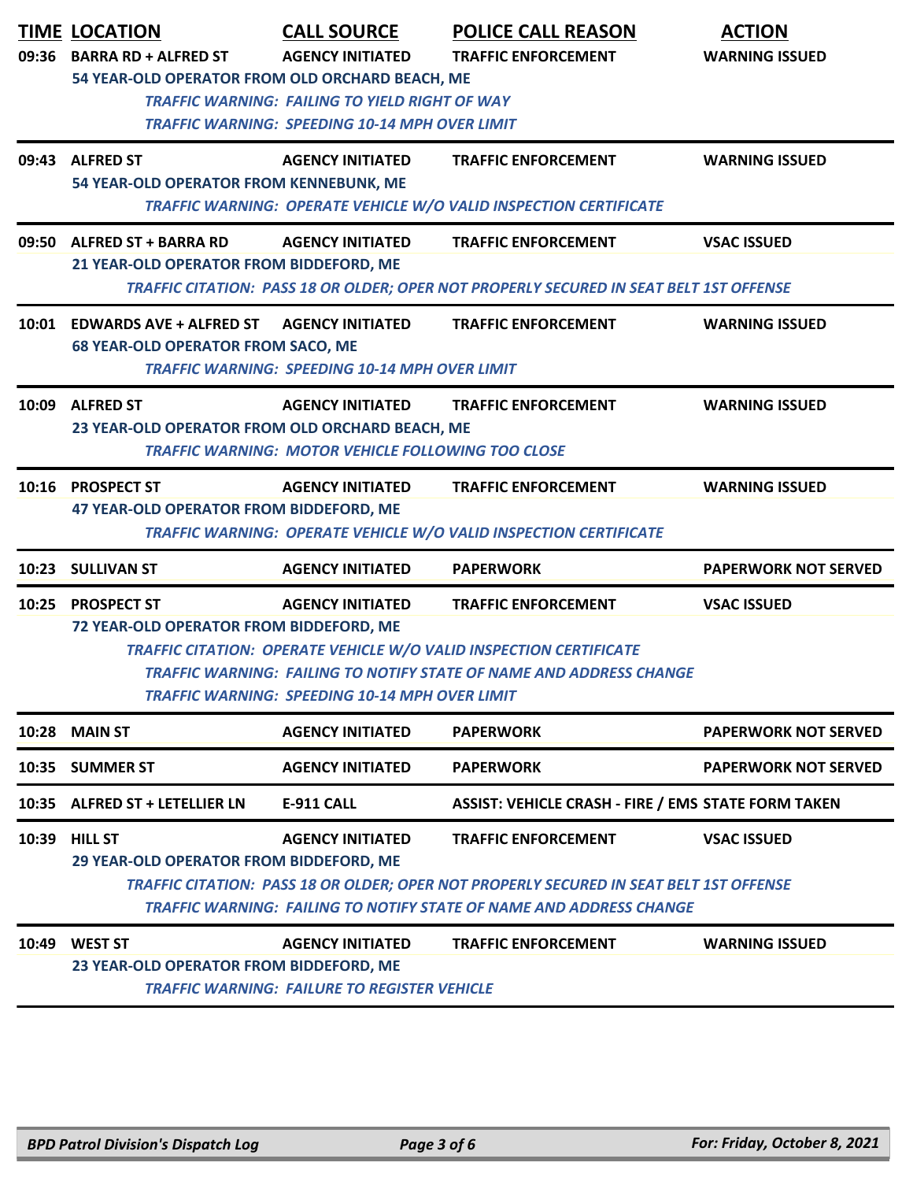| TIME | LOCATION | CALL SOURCE | POLICE CALL REASON | ACTION |
|---|---|---|---|---|
| 09:36 | BARRA RD + ALFRED ST | AGENCY INITIATED | TRAFFIC ENFORCEMENT | WARNING ISSUED |
| | 54 YEAR-OLD OPERATOR FROM OLD ORCHARD BEACH, ME<br>*TRAFFIC WARNING: FAILING TO YIELD RIGHT OF WAY*<br>*TRAFFIC WARNING: SPEEDING 10-14 MPH OVER LIMIT* | | | |
| 09:43 | ALFRED ST | AGENCY INITIATED | TRAFFIC ENFORCEMENT | WARNING ISSUED |
| | 54 YEAR-OLD OPERATOR FROM KENNEBUNK, ME<br>*TRAFFIC WARNING: OPERATE VEHICLE W/O VALID INSPECTION CERTIFICATE* | | | |
| 09:50 | ALFRED ST + BARRA RD | AGENCY INITIATED | TRAFFIC ENFORCEMENT | VSAC ISSUED |
| | 21 YEAR-OLD OPERATOR FROM BIDDEFORD, ME<br>*TRAFFIC CITATION: PASS 18 OR OLDER; OPER NOT PROPERLY SECURED IN SEAT BELT 1ST OFFENSE* | | | |
| 10:01 | EDWARDS AVE + ALFRED ST | AGENCY INITIATED | TRAFFIC ENFORCEMENT | WARNING ISSUED |
| | 68 YEAR-OLD OPERATOR FROM SACO, ME<br>*TRAFFIC WARNING: SPEEDING 10-14 MPH OVER LIMIT* | | | |
| 10:09 | ALFRED ST | AGENCY INITIATED | TRAFFIC ENFORCEMENT | WARNING ISSUED |
| | 23 YEAR-OLD OPERATOR FROM OLD ORCHARD BEACH, ME<br>*TRAFFIC WARNING: MOTOR VEHICLE FOLLOWING TOO CLOSE* | | | |
| 10:16 | PROSPECT ST | AGENCY INITIATED | TRAFFIC ENFORCEMENT | WARNING ISSUED |
| | 47 YEAR-OLD OPERATOR FROM BIDDEFORD, ME<br>*TRAFFIC WARNING: OPERATE VEHICLE W/O VALID INSPECTION CERTIFICATE* | | | |
| 10:23 | SULLIVAN ST | AGENCY INITIATED | PAPERWORK | PAPERWORK NOT SERVED |
| 10:25 | PROSPECT ST | AGENCY INITIATED | TRAFFIC ENFORCEMENT | VSAC ISSUED |
| | 72 YEAR-OLD OPERATOR FROM BIDDEFORD, ME<br>*TRAFFIC CITATION: OPERATE VEHICLE W/O VALID INSPECTION CERTIFICATE*<br>*TRAFFIC WARNING: FAILING TO NOTIFY STATE OF NAME AND ADDRESS CHANGE*<br>*TRAFFIC WARNING: SPEEDING 10-14 MPH OVER LIMIT* | | | |
| 10:28 | MAIN ST | AGENCY INITIATED | PAPERWORK | PAPERWORK NOT SERVED |
| 10:35 | SUMMER ST | AGENCY INITIATED | PAPERWORK | PAPERWORK NOT SERVED |
| 10:35 | ALFRED ST + LETELLIER LN | E-911 CALL | ASSIST: VEHICLE CRASH - FIRE / EMS | STATE FORM TAKEN |
| 10:39 | HILL ST | AGENCY INITIATED | TRAFFIC ENFORCEMENT | VSAC ISSUED |
| | 29 YEAR-OLD OPERATOR FROM BIDDEFORD, ME<br>*TRAFFIC CITATION: PASS 18 OR OLDER; OPER NOT PROPERLY SECURED IN SEAT BELT 1ST OFFENSE*<br>*TRAFFIC WARNING: FAILING TO NOTIFY STATE OF NAME AND ADDRESS CHANGE* | | | |
| 10:49 | WEST ST | AGENCY INITIATED | TRAFFIC ENFORCEMENT | WARNING ISSUED |
| | 23 YEAR-OLD OPERATOR FROM BIDDEFORD, ME<br>*TRAFFIC WARNING: FAILURE TO REGISTER VEHICLE* | | | |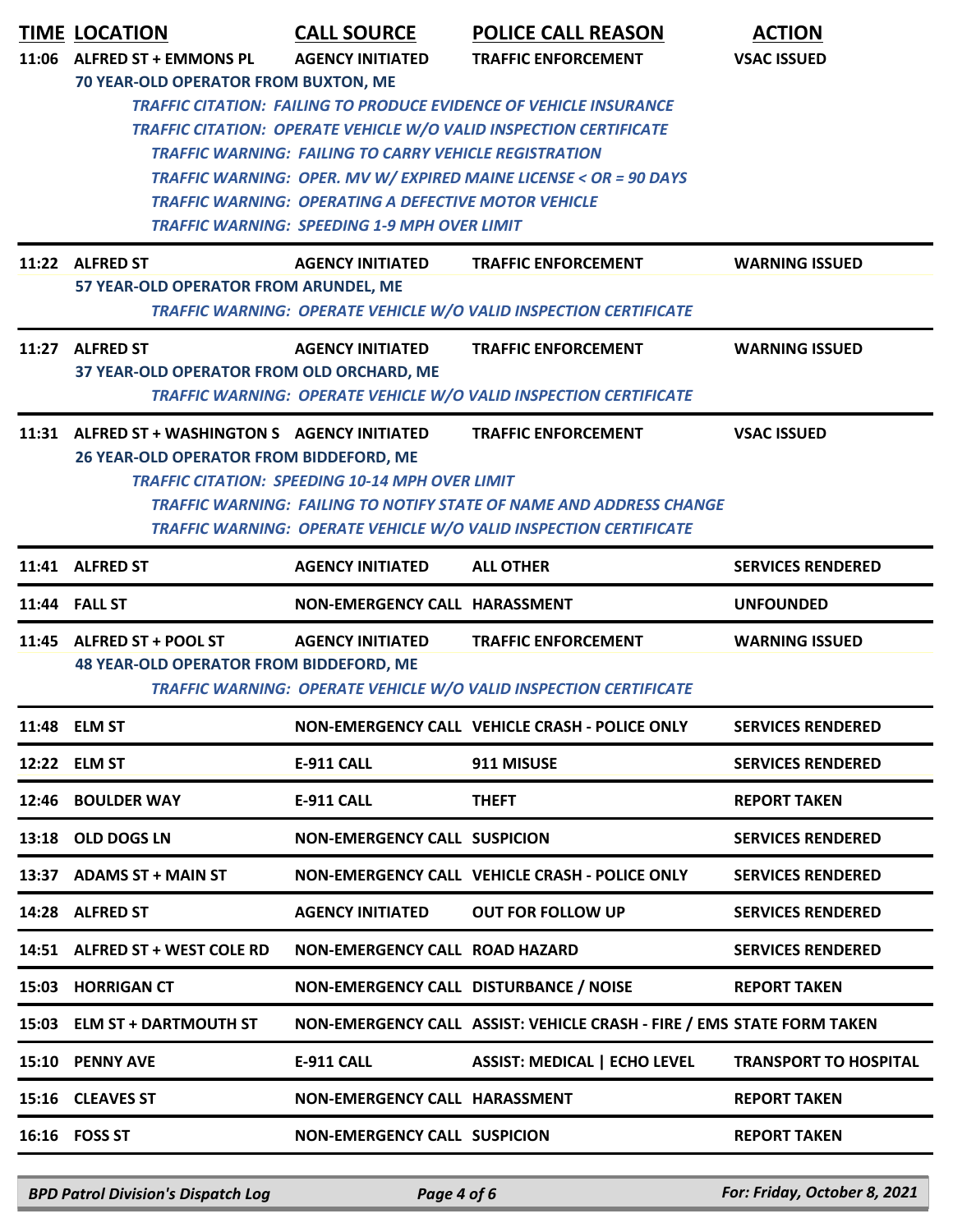| TIME | LOCATION | CALL SOURCE | POLICE CALL REASON | ACTION |
|---|---|---|---|---|
| 11:06 | ALFRED ST + EMMONS PL | AGENCY INITIATED | TRAFFIC ENFORCEMENT | VSAC ISSUED |
| | 70 YEAR-OLD OPERATOR FROM BUXTON, ME | | | |
| | *TRAFFIC CITATION: FAILING TO PRODUCE EVIDENCE OF VEHICLE INSURANCE* | | | |
| | *TRAFFIC CITATION: OPERATE VEHICLE W/O VALID INSPECTION CERTIFICATE* | | | |
| | *TRAFFIC WARNING: FAILING TO CARRY VEHICLE REGISTRATION* | | | |
| | *TRAFFIC WARNING: OPER. MV W/ EXPIRED MAINE LICENSE < OR = 90 DAYS* | | | |
| | *TRAFFIC WARNING: OPERATING A DEFECTIVE MOTOR VEHICLE* | | | |
| | *TRAFFIC WARNING: SPEEDING 1-9 MPH OVER LIMIT* | | | |
| 11:22 | ALFRED ST | AGENCY INITIATED | TRAFFIC ENFORCEMENT | WARNING ISSUED |
| | 57 YEAR-OLD OPERATOR FROM ARUNDEL, ME | | | |
| | *TRAFFIC WARNING: OPERATE VEHICLE W/O VALID INSPECTION CERTIFICATE* | | | |
| 11:27 | ALFRED ST | AGENCY INITIATED | TRAFFIC ENFORCEMENT | WARNING ISSUED |
| | 37 YEAR-OLD OPERATOR FROM OLD ORCHARD, ME | | | |
| | *TRAFFIC WARNING: OPERATE VEHICLE W/O VALID INSPECTION CERTIFICATE* | | | |
| 11:31 | ALFRED ST + WASHINGTON S | AGENCY INITIATED | TRAFFIC ENFORCEMENT | VSAC ISSUED |
| | 26 YEAR-OLD OPERATOR FROM BIDDEFORD, ME | | | |
| | *TRAFFIC CITATION: SPEEDING 10-14 MPH OVER LIMIT* | | | |
| | *TRAFFIC WARNING: FAILING TO NOTIFY STATE OF NAME AND ADDRESS CHANGE* | | | |
| | *TRAFFIC WARNING: OPERATE VEHICLE W/O VALID INSPECTION CERTIFICATE* | | | |
| 11:41 | ALFRED ST | AGENCY INITIATED | ALL OTHER | SERVICES RENDERED |
| 11:44 | FALL ST | NON-EMERGENCY CALL | HARASSMENT | UNFOUNDED |
| 11:45 | ALFRED ST + POOL ST | AGENCY INITIATED | TRAFFIC ENFORCEMENT | WARNING ISSUED |
| | 48 YEAR-OLD OPERATOR FROM BIDDEFORD, ME | | | |
| | *TRAFFIC WARNING: OPERATE VEHICLE W/O VALID INSPECTION CERTIFICATE* | | | |
| 11:48 | ELM ST | NON-EMERGENCY CALL | VEHICLE CRASH - POLICE ONLY | SERVICES RENDERED |
| 12:22 | ELM ST | E-911 CALL | 911 MISUSE | SERVICES RENDERED |
| 12:46 | BOULDER WAY | E-911 CALL | THEFT | REPORT TAKEN |
| 13:18 | OLD DOGS LN | NON-EMERGENCY CALL | SUSPICION | SERVICES RENDERED |
| 13:37 | ADAMS ST + MAIN ST | NON-EMERGENCY CALL | VEHICLE CRASH - POLICE ONLY | SERVICES RENDERED |
| 14:28 | ALFRED ST | AGENCY INITIATED | OUT FOR FOLLOW UP | SERVICES RENDERED |
| 14:51 | ALFRED ST + WEST COLE RD | NON-EMERGENCY CALL | ROAD HAZARD | SERVICES RENDERED |
| 15:03 | HORRIGAN CT | NON-EMERGENCY CALL | DISTURBANCE / NOISE | REPORT TAKEN |
| 15:03 | ELM ST + DARTMOUTH ST | NON-EMERGENCY CALL | ASSIST: VEHICLE CRASH - FIRE / EMS | STATE FORM TAKEN |
| 15:10 | PENNY AVE | E-911 CALL | ASSIST: MEDICAL \| ECHO LEVEL | TRANSPORT TO HOSPITAL |
| 15:16 | CLEAVES ST | NON-EMERGENCY CALL | HARASSMENT | REPORT TAKEN |
| 16:16 | FOSS ST | NON-EMERGENCY CALL | SUSPICION | REPORT TAKEN |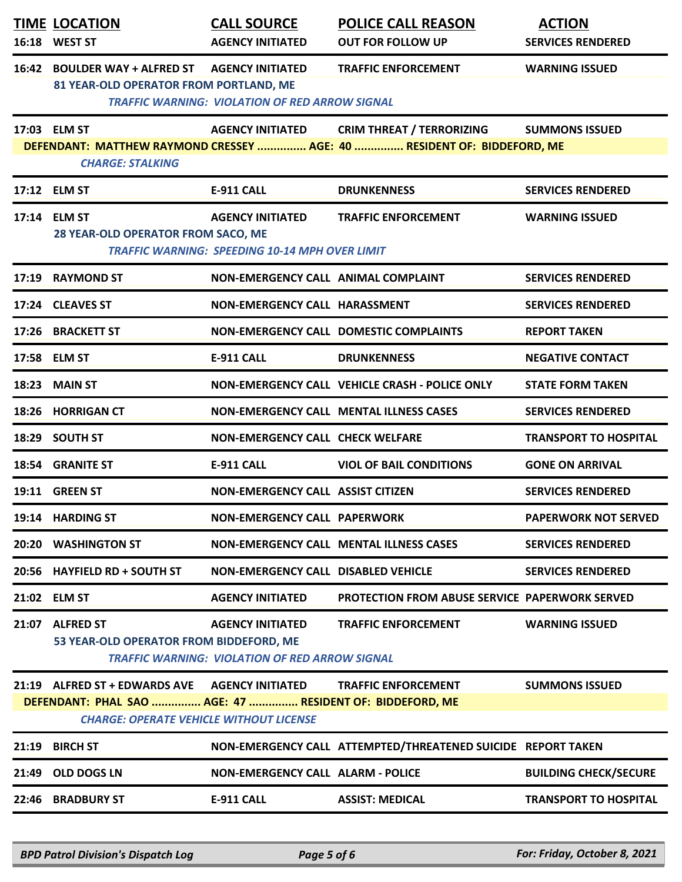| TIME | LOCATION | CALL SOURCE | POLICE CALL REASON | ACTION |
|---|---|---|---|---|
| 16:18 | WEST ST | AGENCY INITIATED | OUT FOR FOLLOW UP | SERVICES RENDERED |
| 16:42 | BOULDER WAY + ALFRED ST | AGENCY INITIATED | TRAFFIC ENFORCEMENT | WARNING ISSUED |
| | 81 YEAR-OLD OPERATOR FROM PORTLAND, ME | | | |
| | *TRAFFIC WARNING: VIOLATION OF RED ARROW SIGNAL* | | | |
| 17:03 | ELM ST | AGENCY INITIATED | CRIM THREAT / TERRORIZING | SUMMONS ISSUED |
| | DEFENDANT: MATTHEW RAYMOND CRESSEY ............... AGE: 40 ............... RESIDENT OF: BIDDEFORD, ME | | | |
| | *CHARGE: STALKING* | | | |
| 17:12 | ELM ST | E-911 CALL | DRUNKENNESS | SERVICES RENDERED |
| 17:14 | ELM ST | AGENCY INITIATED | TRAFFIC ENFORCEMENT | WARNING ISSUED |
| | 28 YEAR-OLD OPERATOR FROM SACO, ME | | | |
| | *TRAFFIC WARNING: SPEEDING 10-14 MPH OVER LIMIT* | | | |
| 17:19 | RAYMOND ST | NON-EMERGENCY CALL | ANIMAL COMPLAINT | SERVICES RENDERED |
| 17:24 | CLEAVES ST | NON-EMERGENCY CALL | HARASSMENT | SERVICES RENDERED |
| 17:26 | BRACKETT ST | NON-EMERGENCY CALL | DOMESTIC COMPLAINTS | REPORT TAKEN |
| 17:58 | ELM ST | E-911 CALL | DRUNKENNESS | NEGATIVE CONTACT |
| 18:23 | MAIN ST | NON-EMERGENCY CALL | VEHICLE CRASH - POLICE ONLY | STATE FORM TAKEN |
| 18:26 | HORRIGAN CT | NON-EMERGENCY CALL | MENTAL ILLNESS CASES | SERVICES RENDERED |
| 18:29 | SOUTH ST | NON-EMERGENCY CALL | CHECK WELFARE | TRANSPORT TO HOSPITAL |
| 18:54 | GRANITE ST | E-911 CALL | VIOL OF BAIL CONDITIONS | GONE ON ARRIVAL |
| 19:11 | GREEN ST | NON-EMERGENCY CALL | ASSIST CITIZEN | SERVICES RENDERED |
| 19:14 | HARDING ST | NON-EMERGENCY CALL | PAPERWORK | PAPERWORK NOT SERVED |
| 20:20 | WASHINGTON ST | NON-EMERGENCY CALL | MENTAL ILLNESS CASES | SERVICES RENDERED |
| 20:56 | HAYFIELD RD + SOUTH ST | NON-EMERGENCY CALL | DISABLED VEHICLE | SERVICES RENDERED |
| 21:02 | ELM ST | AGENCY INITIATED | PROTECTION FROM ABUSE SERVICE | PAPERWORK SERVED |
| 21:07 | ALFRED ST | AGENCY INITIATED | TRAFFIC ENFORCEMENT | WARNING ISSUED |
| | 53 YEAR-OLD OPERATOR FROM BIDDEFORD, ME | | | |
| | *TRAFFIC WARNING: VIOLATION OF RED ARROW SIGNAL* | | | |
| 21:19 | ALFRED ST + EDWARDS AVE | AGENCY INITIATED | TRAFFIC ENFORCEMENT | SUMMONS ISSUED |
| | DEFENDANT: PHAL SAO ............... AGE: 47 ............... RESIDENT OF: BIDDEFORD, ME | | | |
| | *CHARGE: OPERATE VEHICLE WITHOUT LICENSE* | | | |
| 21:19 | BIRCH ST | NON-EMERGENCY CALL | ATTEMPTED/THREATENED SUICIDE | REPORT TAKEN |
| 21:49 | OLD DOGS LN | NON-EMERGENCY CALL | ALARM - POLICE | BUILDING CHECK/SECURE |
| 22:46 | BRADBURY ST | E-911 CALL | ASSIST: MEDICAL | TRANSPORT TO HOSPITAL |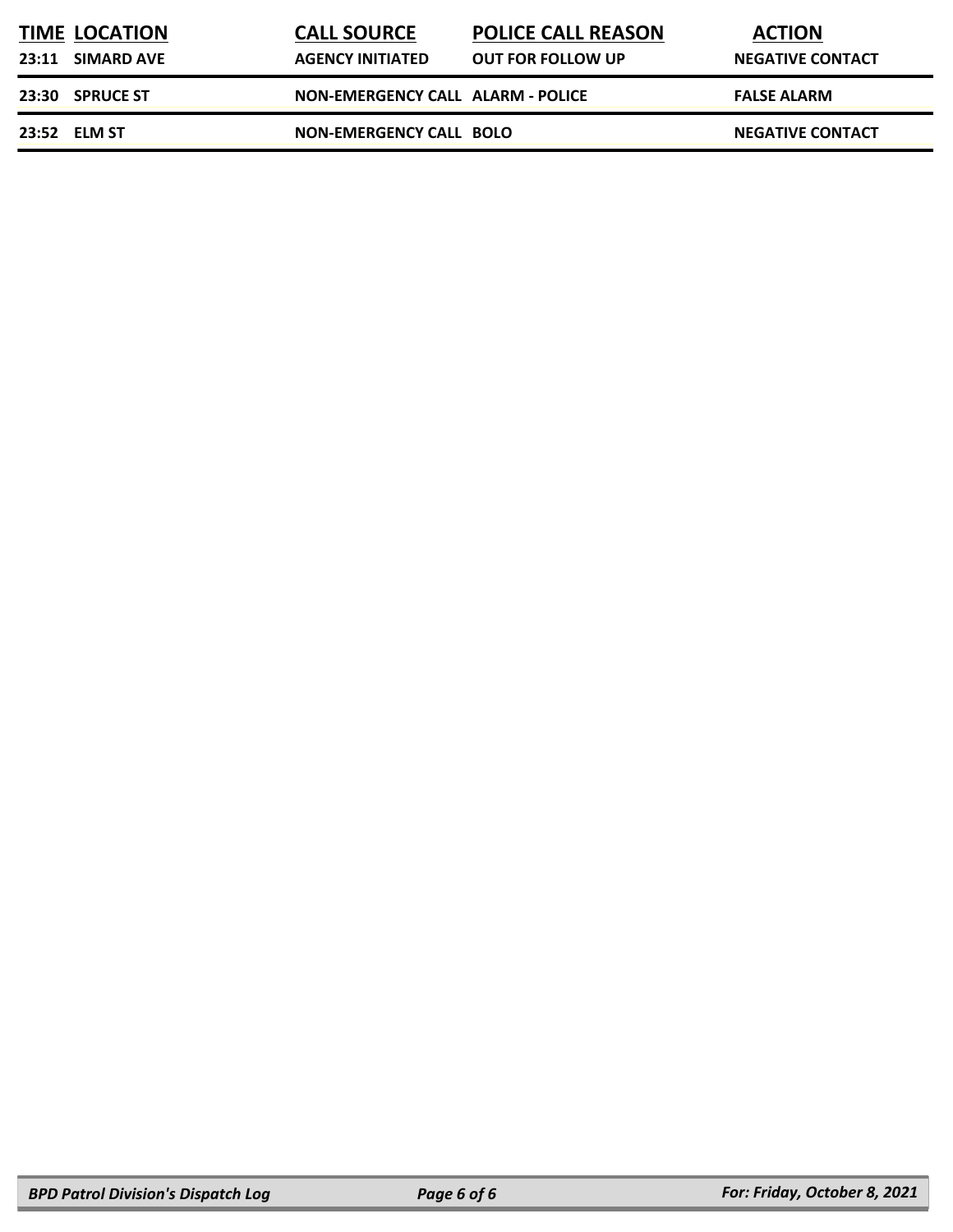| TIME | LOCATION | CALL SOURCE | POLICE CALL REASON | ACTION |
|---|---|---|---|---|
| 23:11 | SIMARD AVE | AGENCY INITIATED | OUT FOR FOLLOW UP | NEGATIVE CONTACT |
| 23:30 | SPRUCE ST | NON-EMERGENCY CALL | ALARM - POLICE | FALSE ALARM |
| 23:52 | ELM ST | NON-EMERGENCY CALL | BOLO | NEGATIVE CONTACT |